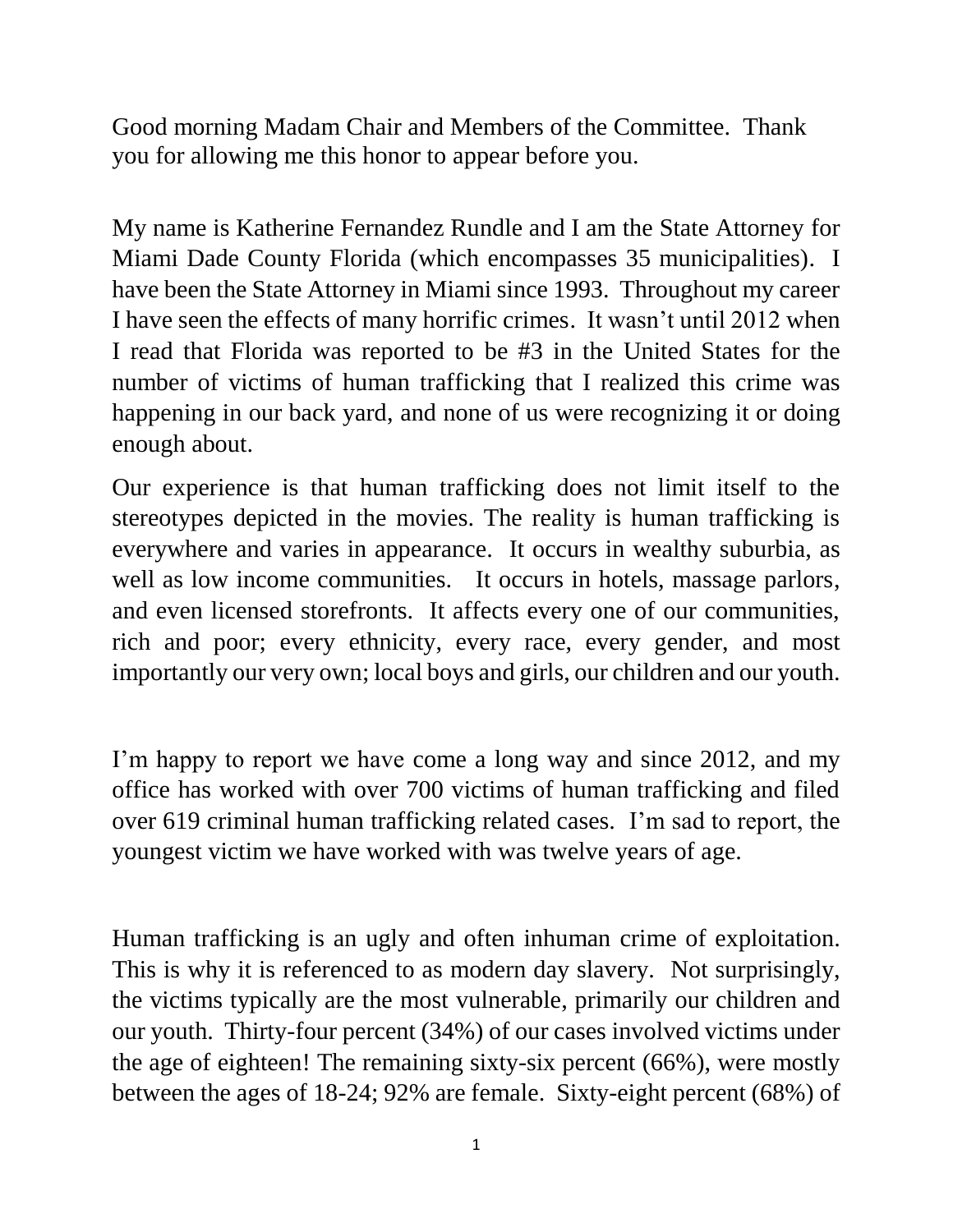Good morning Madam Chair and Members of the Committee. Thank you for allowing me this honor to appear before you.

My name is Katherine Fernandez Rundle and I am the State Attorney for Miami Dade County Florida (which encompasses 35 municipalities). I have been the State Attorney in Miami since 1993. Throughout my career I have seen the effects of many horrific crimes. It wasn't until 2012 when I read that Florida was reported to be #3 in the United States for the number of victims of human trafficking that I realized this crime was happening in our back yard, and none of us were recognizing it or doing enough about.

Our experience is that human trafficking does not limit itself to the stereotypes depicted in the movies. The reality is human trafficking is everywhere and varies in appearance. It occurs in wealthy suburbia, as well as low income communities. It occurs in hotels, massage parlors, and even licensed storefronts. It affects every one of our communities, rich and poor; every ethnicity, every race, every gender, and most importantly our very own; local boys and girls, our children and our youth.

I'm happy to report we have come a long way and since 2012, and my office has worked with over 700 victims of human trafficking and filed over 619 criminal human trafficking related cases. I'm sad to report, the youngest victim we have worked with was twelve years of age.

Human trafficking is an ugly and often inhuman crime of exploitation. This is why it is referenced to as modern day slavery. Not surprisingly, the victims typically are the most vulnerable, primarily our children and our youth. Thirty-four percent (34%) of our cases involved victims under the age of eighteen! The remaining sixty-six percent (66%), were mostly between the ages of 18-24; 92% are female. Sixty-eight percent (68%) of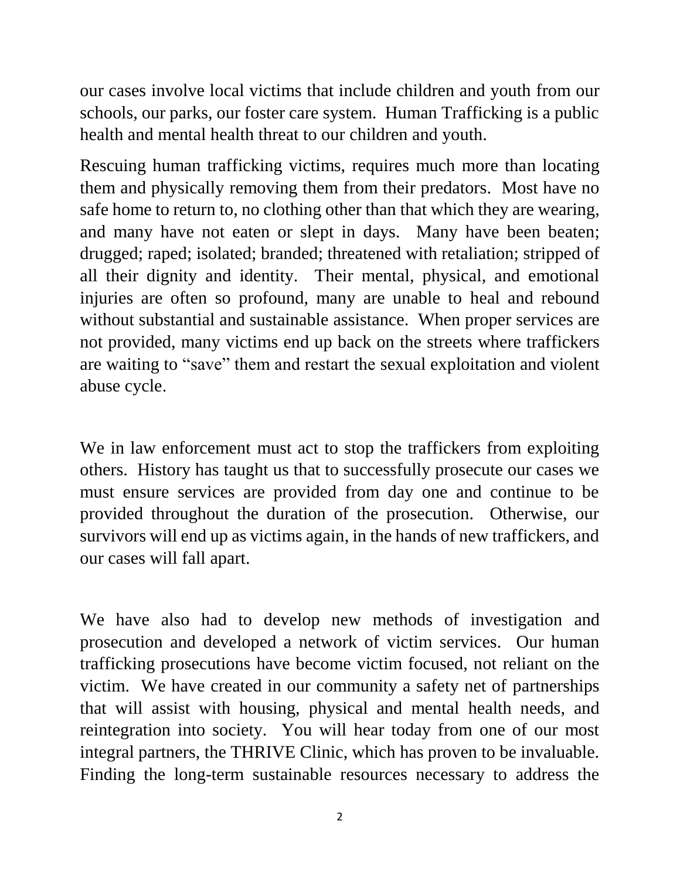our cases involve local victims that include children and youth from our schools, our parks, our foster care system. Human Trafficking is a public health and mental health threat to our children and youth.

Rescuing human trafficking victims, requires much more than locating them and physically removing them from their predators. Most have no safe home to return to, no clothing other than that which they are wearing, and many have not eaten or slept in days. Many have been beaten; drugged; raped; isolated; branded; threatened with retaliation; stripped of all their dignity and identity. Their mental, physical, and emotional injuries are often so profound, many are unable to heal and rebound without substantial and sustainable assistance. When proper services are not provided, many victims end up back on the streets where traffickers are waiting to "save" them and restart the sexual exploitation and violent abuse cycle.

We in law enforcement must act to stop the traffickers from exploiting others. History has taught us that to successfully prosecute our cases we must ensure services are provided from day one and continue to be provided throughout the duration of the prosecution. Otherwise, our survivors will end up as victims again, in the hands of new traffickers, and our cases will fall apart.

We have also had to develop new methods of investigation and prosecution and developed a network of victim services. Our human trafficking prosecutions have become victim focused, not reliant on the victim. We have created in our community a safety net of partnerships that will assist with housing, physical and mental health needs, and reintegration into society. You will hear today from one of our most integral partners, the THRIVE Clinic, which has proven to be invaluable. Finding the long-term sustainable resources necessary to address the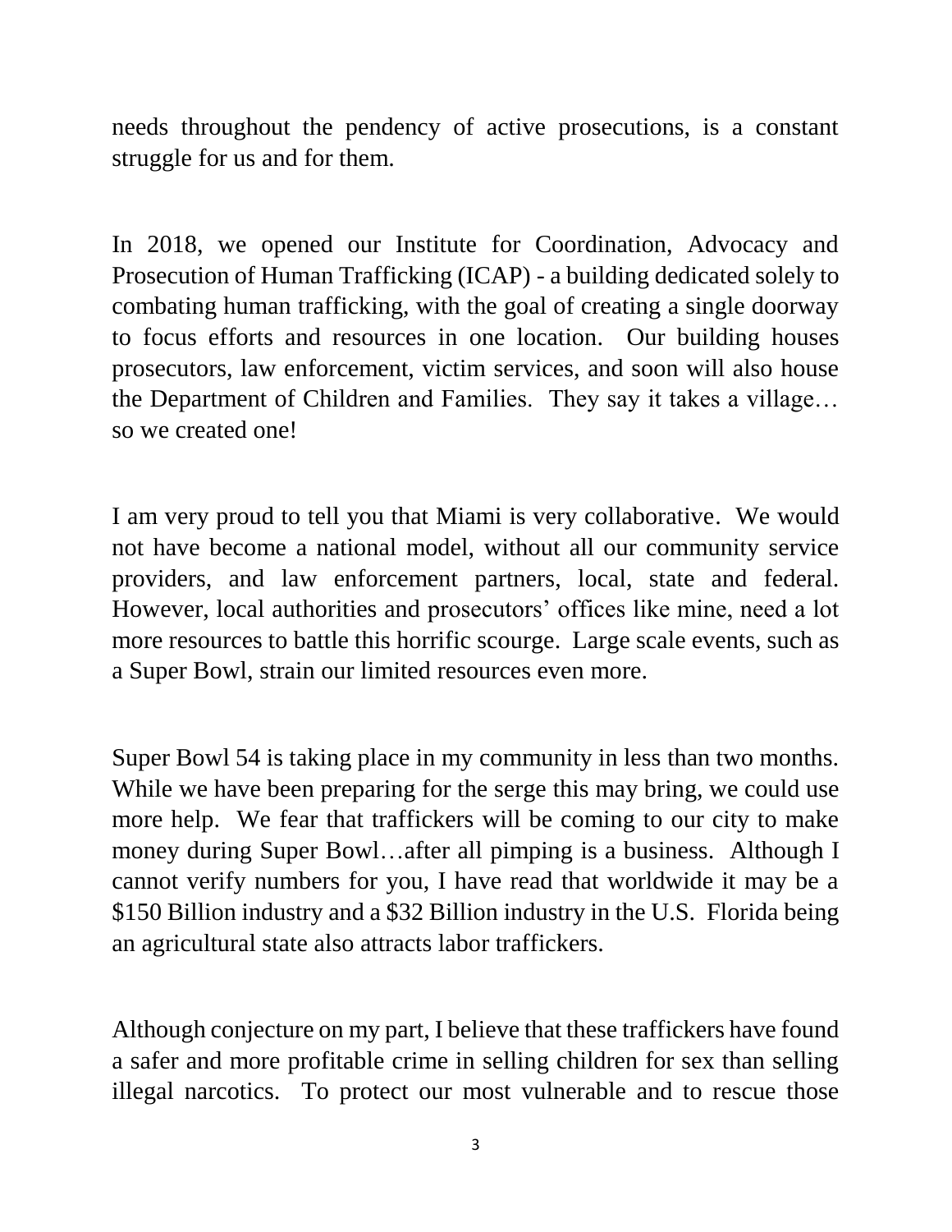needs throughout the pendency of active prosecutions, is a constant struggle for us and for them.

In 2018, we opened our Institute for Coordination, Advocacy and Prosecution of Human Trafficking (ICAP) - a building dedicated solely to combating human trafficking, with the goal of creating a single doorway to focus efforts and resources in one location. Our building houses prosecutors, law enforcement, victim services, and soon will also house the Department of Children and Families. They say it takes a village… so we created one!

I am very proud to tell you that Miami is very collaborative. We would not have become a national model, without all our community service providers, and law enforcement partners, local, state and federal. However, local authorities and prosecutors' offices like mine, need a lot more resources to battle this horrific scourge. Large scale events, such as a Super Bowl, strain our limited resources even more.

Super Bowl 54 is taking place in my community in less than two months. While we have been preparing for the serge this may bring, we could use more help. We fear that traffickers will be coming to our city to make money during Super Bowl…after all pimping is a business. Although I cannot verify numbers for you, I have read that worldwide it may be a $150 Billion industry and a $32 Billion industry in the U.S. Florida being an agricultural state also attracts labor traffickers.

Although conjecture on my part, I believe that these traffickers have found a safer and more profitable crime in selling children for sex than selling illegal narcotics. To protect our most vulnerable and to rescue those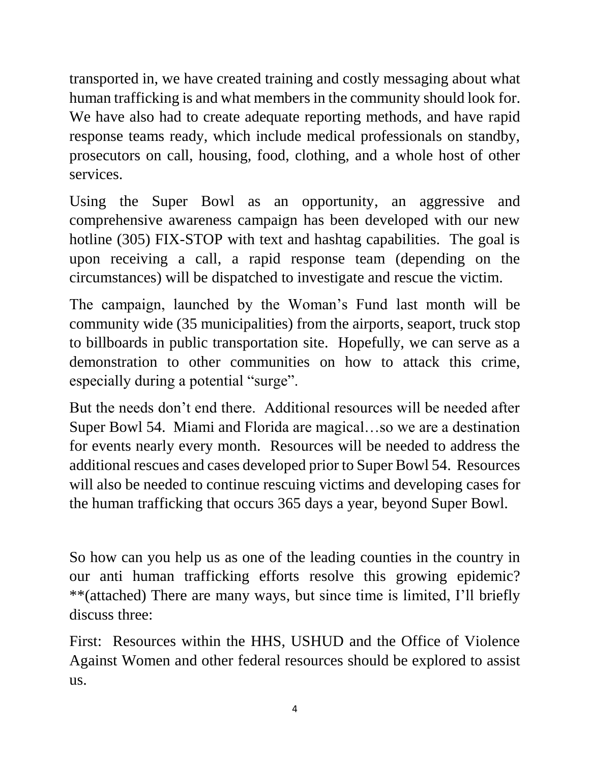transported in, we have created training and costly messaging about what human trafficking is and what members in the community should look for. We have also had to create adequate reporting methods, and have rapid response teams ready, which include medical professionals on standby, prosecutors on call, housing, food, clothing, and a whole host of other services.

Using the Super Bowl as an opportunity, an aggressive and comprehensive awareness campaign has been developed with our new hotline (305) FIX-STOP with text and hashtag capabilities. The goal is upon receiving a call, a rapid response team (depending on the circumstances) will be dispatched to investigate and rescue the victim.

The campaign, launched by the Woman's Fund last month will be community wide (35 municipalities) from the airports, seaport, truck stop to billboards in public transportation site. Hopefully, we can serve as a demonstration to other communities on how to attack this crime, especially during a potential "surge".

But the needs don't end there. Additional resources will be needed after Super Bowl 54. Miami and Florida are magical…so we are a destination for events nearly every month. Resources will be needed to address the additional rescues and cases developed prior to Super Bowl 54. Resources will also be needed to continue rescuing victims and developing cases for the human trafficking that occurs 365 days a year, beyond Super Bowl.

So how can you help us as one of the leading counties in the country in our anti human trafficking efforts resolve this growing epidemic? **(attached) There are many ways, but since time is limited, I'll briefly discuss three:

First: Resources within the HHS, USHUD and the Office of Violence Against Women and other federal resources should be explored to assist us.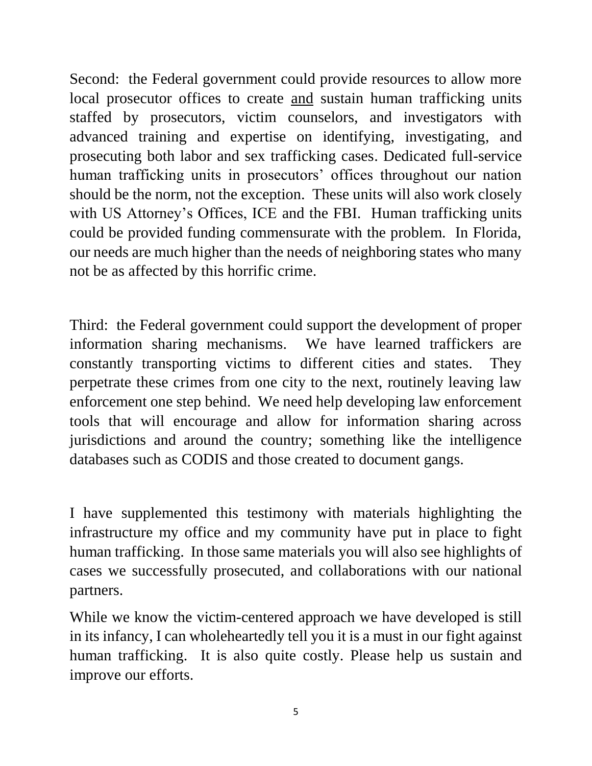Second: the Federal government could provide resources to allow more local prosecutor offices to create <u>and</u> sustain human trafficking units staffed by prosecutors, victim counselors, and investigators with advanced training and expertise on identifying, investigating, and prosecuting both labor and sex trafficking cases. Dedicated full-service human trafficking units in prosecutors' offices throughout our nation should be the norm, not the exception. These units will also work closely with US Attorney's Offices, ICE and the FBI. Human trafficking units could be provided funding commensurate with the problem. In Florida, our needs are much higher than the needs of neighboring states who many not be as affected by this horrific crime.

Third: the Federal government could support the development of proper information sharing mechanisms. We have learned traffickers are constantly transporting victims to different cities and states. They perpetrate these crimes from one city to the next, routinely leaving law enforcement one step behind. We need help developing law enforcement tools that will encourage and allow for information sharing across jurisdictions and around the country; something like the intelligence databases such as CODIS and those created to document gangs.

I have supplemented this testimony with materials highlighting the infrastructure my office and my community have put in place to fight human trafficking. In those same materials you will also see highlights of cases we successfully prosecuted, and collaborations with our national partners.

While we know the victim-centered approach we have developed is still in its infancy, I can wholeheartedly tell you it is a must in our fight against human trafficking. It is also quite costly. Please help us sustain and improve our efforts.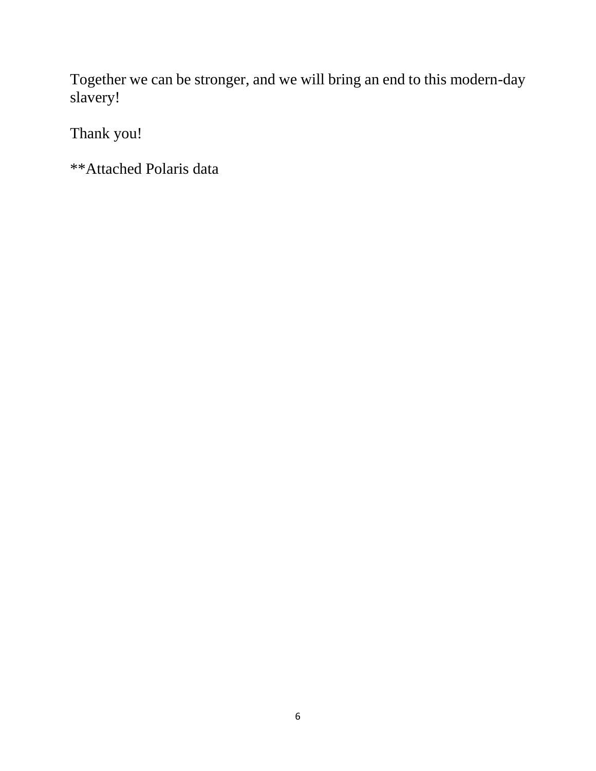Together we can be stronger, and we will bring an end to this modern-day slavery!

Thank you!

**Attached Polaris data